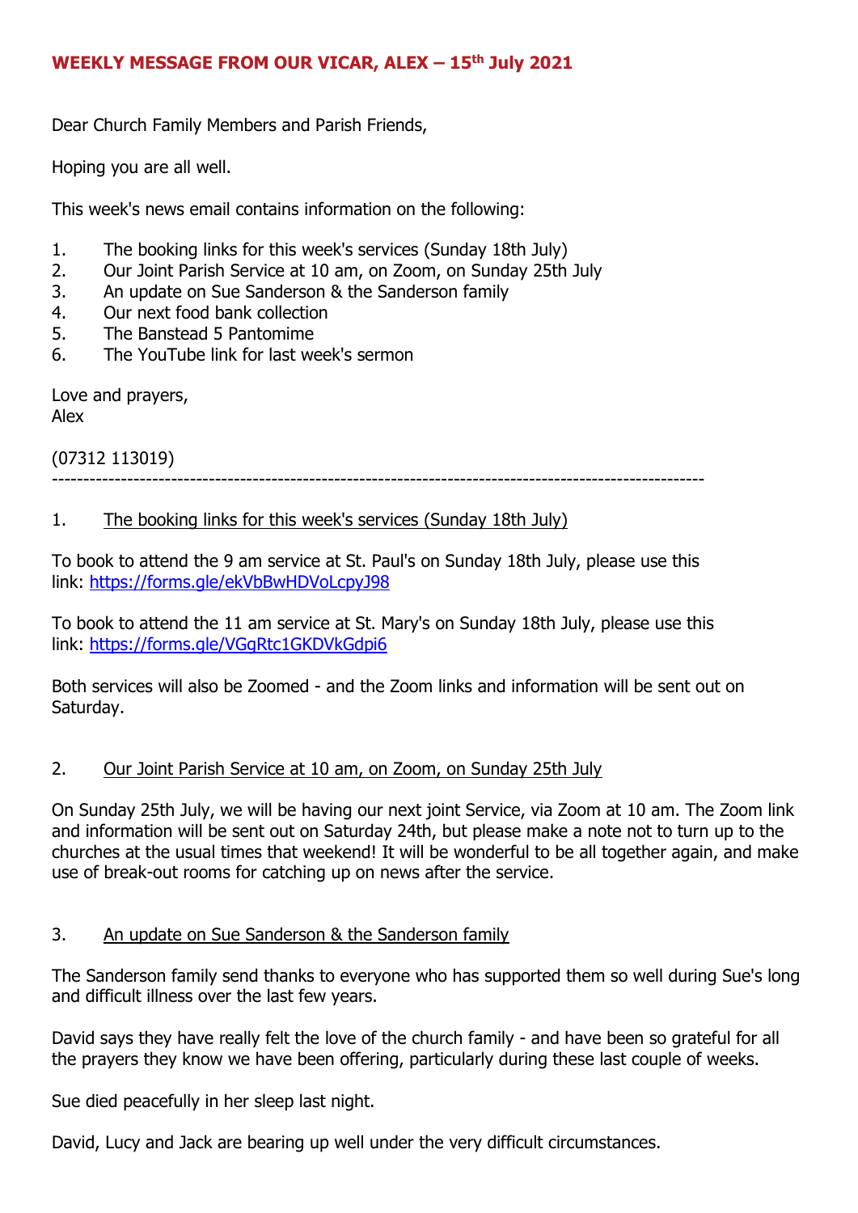**WEEKLY MESSAGE FROM OUR VICAR, ALEX – 15th July 2021**

Dear Church Family Members and Parish Friends,

Hoping you are all well.

This week's news email contains information on the following:

1. The booking links for this week's services (Sunday 18th July)
2. Our Joint Parish Service at 10 am, on Zoom, on Sunday 25th July
3. An update on Sue Sanderson & the Sanderson family
4. Our next food bank collection
5. The Banstead 5 Pantomime
6. The YouTube link for last week's sermon

Love and prayers,  
Alex

(07312 113019)

---

1. The booking links for this week's services (Sunday 18th July)

To book to attend the 9 am service at St. Paul's on Sunday 18th July, please use this link: https://forms.gle/ekVbBwHDVoLcpyJ98

To book to attend the 11 am service at St. Mary's on Sunday 18th July, please use this link: https://forms.gle/VGgRtc1GKDVkGdpi6

Both services will also be Zoomed - and the Zoom links and information will be sent out on Saturday.

2. Our Joint Parish Service at 10 am, on Zoom, on Sunday 25th July

On Sunday 25th July, we will be having our next joint Service, via Zoom at 10 am. The Zoom link and information will be sent out on Saturday 24th, but please make a note not to turn up to the churches at the usual times that weekend! It will be wonderful to be all together again, and make use of break-out rooms for catching up on news after the service.

3. An update on Sue Sanderson & the Sanderson family

The Sanderson family send thanks to everyone who has supported them so well during Sue's long and difficult illness over the last few years.

David says they have really felt the love of the church family - and have been so grateful for all the prayers they know we have been offering, particularly during these last couple of weeks.

Sue died peacefully in her sleep last night.

David, Lucy and Jack are bearing up well under the very difficult circumstances.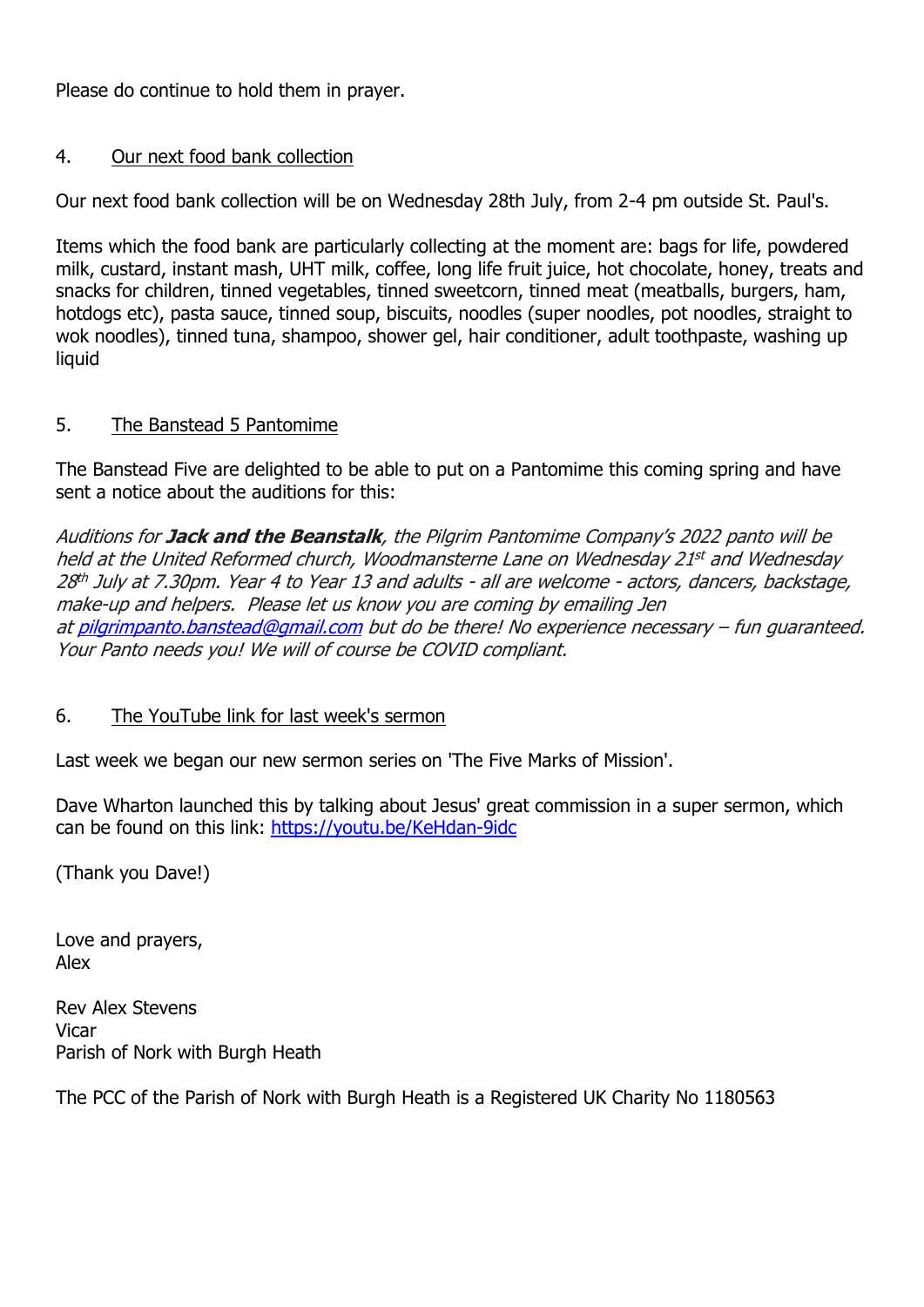Please do continue to hold them in prayer.

4. Our next food bank collection

Our next food bank collection will be on Wednesday 28th July, from 2-4 pm outside St. Paul's.

Items which the food bank are particularly collecting at the moment are: bags for life, powdered milk, custard, instant mash, UHT milk, coffee, long life fruit juice, hot chocolate, honey, treats and snacks for children, tinned vegetables, tinned sweetcorn, tinned meat (meatballs, burgers, ham, hotdogs etc), pasta sauce, tinned soup, biscuits, noodles (super noodles, pot noodles, straight to wok noodles), tinned tuna, shampoo, shower gel, hair conditioner, adult toothpaste, washing up liquid

5. The Banstead 5 Pantomime

The Banstead Five are delighted to be able to put on a Pantomime this coming spring and have sent a notice about the auditions for this:

*Auditions for **Jack and the Beanstalk**, the Pilgrim Pantomime Company's 2022 panto will be held at the United Reformed church, Woodmansterne Lane on Wednesday 21st and Wednesday 28th July at 7.30pm. Year 4 to Year 13 and adults - all are welcome - actors, dancers, backstage, make-up and helpers. Please let us know you are coming by emailing Jen at pilgrimpanto.banstead@gmail.com but do be there! No experience necessary – fun guaranteed. Your Panto needs you! We will of course be COVID compliant.*

6. The YouTube link for last week's sermon

Last week we began our new sermon series on 'The Five Marks of Mission'.

Dave Wharton launched this by talking about Jesus' great commission in a super sermon, which can be found on this link: https://youtu.be/KeHdan-9idc

(Thank you Dave!)

Love and prayers,
Alex

Rev Alex Stevens
Vicar
Parish of Nork with Burgh Heath

The PCC of the Parish of Nork with Burgh Heath is a Registered UK Charity No 1180563